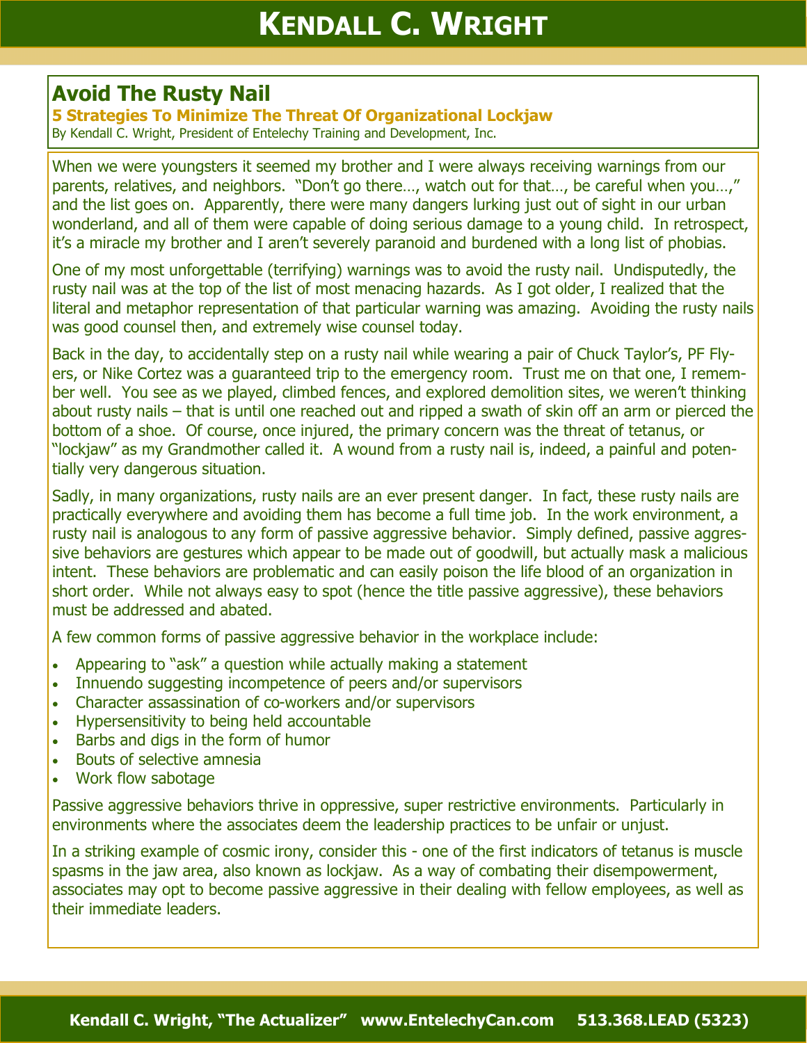# Avoid The Rusty Nail

## 5 Strategies To Minimize The Threat Of Organizational Lockjaw

By Kendall C. Wright, President of Entelechy Training and Development, Inc.

When we were youngsters it seemed my brother and I were always receiving warnings from our parents, relatives, and neighbors. "Don't go there…, watch out for that…, be careful when you…," and the list goes on. Apparently, there were many dangers lurking just out of sight in our urban wonderland, and all of them were capable of doing serious damage to a young child. In retrospect, it's a miracle my brother and I aren't severely paranoid and burdened with a long list of phobias.

One of my most unforgettable (terrifying) warnings was to avoid the rusty nail. Undisputedly, the rusty nail was at the top of the list of most menacing hazards. As I got older, I realized that the literal and metaphor representation of that particular warning was amazing. Avoiding the rusty nails was good counsel then, and extremely wise counsel today.

Back in the day, to accidentally step on a rusty nail while wearing a pair of Chuck Taylor's, PF Flyers, or Nike Cortez was a guaranteed trip to the emergency room. Trust me on that one, I remember well. You see as we played, climbed fences, and explored demolition sites, we weren't thinking about rusty nails – that is until one reached out and ripped a swath of skin off an arm or pierced the bottom of a shoe. Of course, once injured, the primary concern was the threat of tetanus, or "lockjaw" as my Grandmother called it. A wound from a rusty nail is, indeed, a painful and potentially very dangerous situation.

Sadly, in many organizations, rusty nails are an ever present danger. In fact, these rusty nails are practically everywhere and avoiding them has become a full time job. In the work environment, a rusty nail is analogous to any form of passive aggressive behavior. Simply defined, passive aggressive behaviors are gestures which appear to be made out of goodwill, but actually mask a malicious intent. These behaviors are problematic and can easily poison the life blood of an organization in short order. While not always easy to spot (hence the title passive aggressive), these behaviors must be addressed and abated.

A few common forms of passive aggressive behavior in the workplace include:

- Appearing to "ask" a question while actually making a statement
- Innuendo suggesting incompetence of peers and/or supervisors
- Character assassination of co-workers and/or supervisors
- Hypersensitivity to being held accountable
- Barbs and digs in the form of humor
- Bouts of selective amnesia
- Work flow sabotage

Passive aggressive behaviors thrive in oppressive, super restrictive environments. Particularly in environments where the associates deem the leadership practices to be unfair or unjust.

In a striking example of cosmic irony, consider this - one of the first indicators of tetanus is muscle spasms in the jaw area, also known as lockjaw. As a way of combating their disempowerment, associates may opt to become passive aggressive in their dealing with fellow employees, as well as their immediate leaders.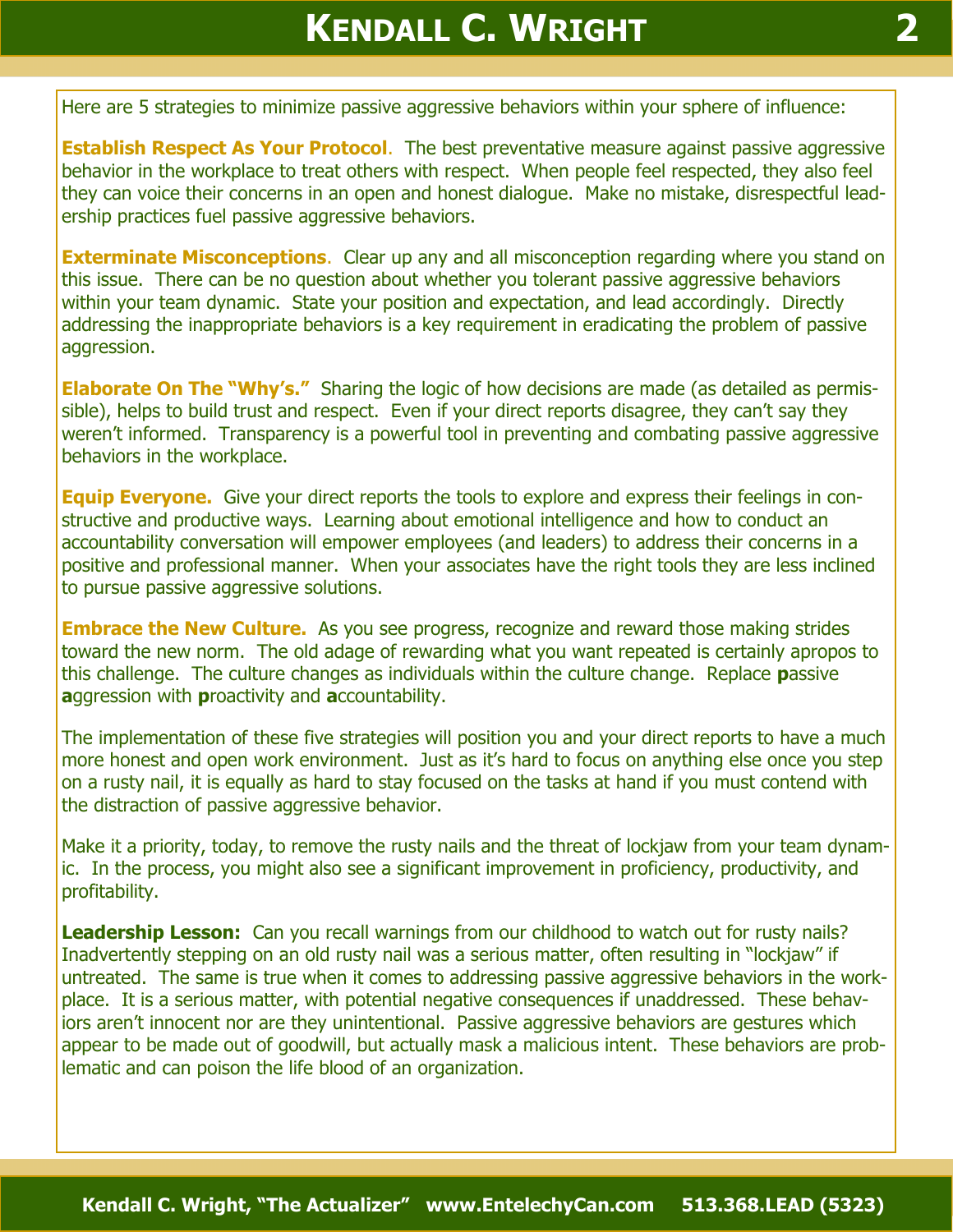Here are 5 strategies to minimize passive aggressive behaviors within your sphere of influence:

**Establish Respect As Your Protocol**. The best preventative measure against passive aggressive behavior in the workplace to treat others with respect. When people feel respected, they also feel they can voice their concerns in an open and honest dialogue. Make no mistake, disrespectful leadership practices fuel passive aggressive behaviors.

**Exterminate Misconceptions**. Clear up any and all misconception regarding where you stand on this issue. There can be no question about whether you tolerant passive aggressive behaviors within your team dynamic. State your position and expectation, and lead accordingly. Directly addressing the inappropriate behaviors is a key requirement in eradicating the problem of passive aggression.

**Elaborate On The "Why's."** Sharing the logic of how decisions are made (as detailed as permissible), helps to build trust and respect. Even if your direct reports disagree, they can't say they weren't informed. Transparency is a powerful tool in preventing and combating passive aggressive behaviors in the workplace.

**Equip Everyone.** Give your direct reports the tools to explore and express their feelings in constructive and productive ways. Learning about emotional intelligence and how to conduct an accountability conversation will empower employees (and leaders) to address their concerns in a positive and professional manner. When your associates have the right tools they are less inclined to pursue passive aggressive solutions.

**Embrace the New Culture.** As you see progress, recognize and reward those making strides toward the new norm. The old adage of rewarding what you want repeated is certainly apropos to this challenge. The culture changes as individuals within the culture change. Replace **p**assive **a**ggression with **p**roactivity and **a**ccountability.

The implementation of these five strategies will position you and your direct reports to have a much more honest and open work environment. Just as it's hard to focus on anything else once you step on a rusty nail, it is equally as hard to stay focused on the tasks at hand if you must contend with the distraction of passive aggressive behavior.

Make it a priority, today, to remove the rusty nails and the threat of lockjaw from your team dynamic. In the process, you might also see a significant improvement in proficiency, productivity, and profitability.

**Leadership Lesson:** Can you recall warnings from our childhood to watch out for rusty nails? Inadvertently stepping on an old rusty nail was a serious matter, often resulting in "lockjaw" if untreated. The same is true when it comes to addressing passive aggressive behaviors in the workplace. It is a serious matter, with potential negative consequences if unaddressed. These behaviors aren't innocent nor are they unintentional. Passive aggressive behaviors are gestures which appear to be made out of goodwill, but actually mask a malicious intent. These behaviors are problematic and can poison the life blood of an organization.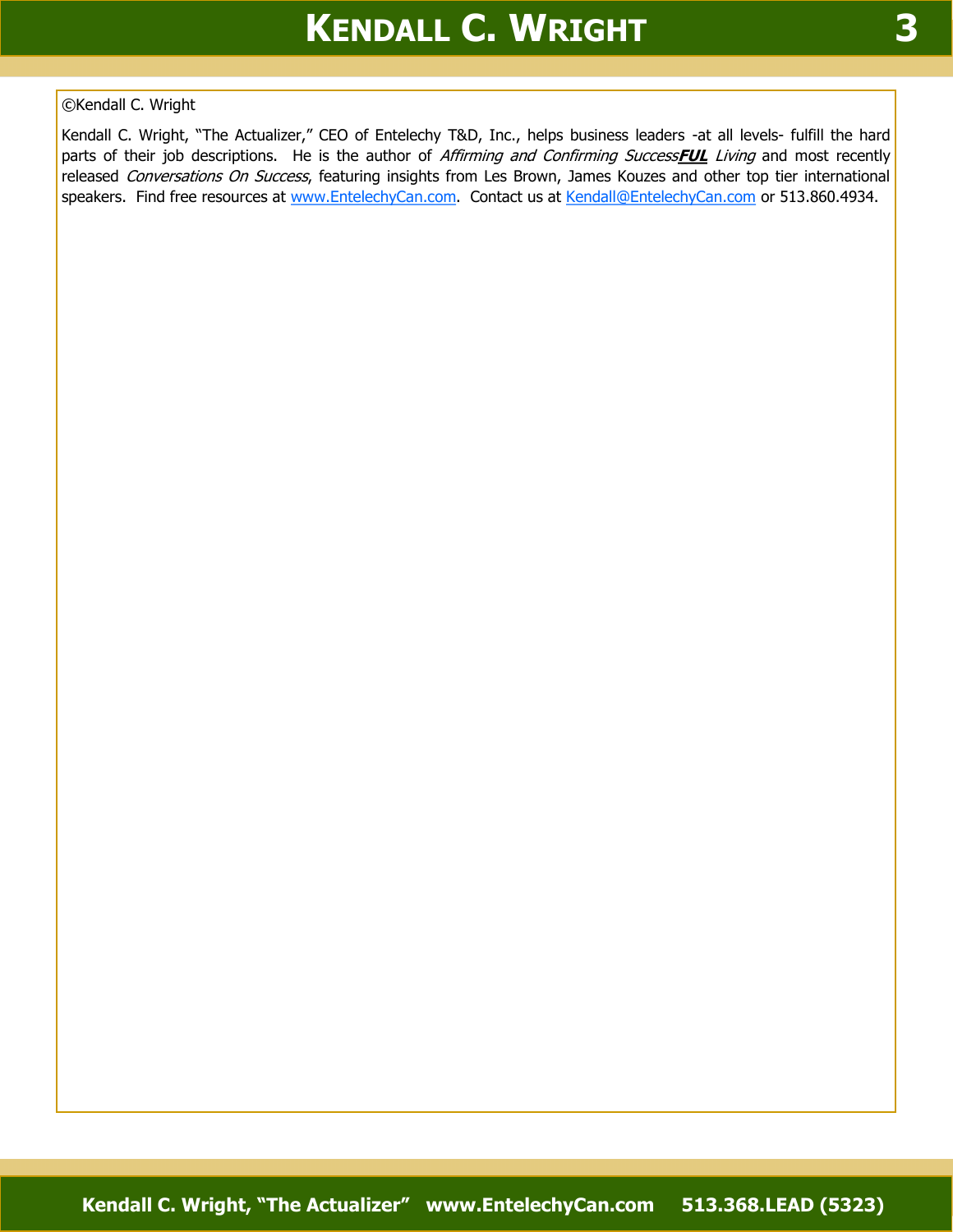©Kendall C. Wright

Kendall C. Wright, “The Actualizer,” CEO of Entelechy T&D, Inc., helps business leaders -at all levels- fulfill the hard parts of their job descriptions. He is the author of *Affirming and Confirming Success**FUL** Living* and most recently released *Conversations On Success*, featuring insights from Les Brown, James Kouzes and other top tier international speakers. Find free resources at www.EntelechyCan.com. Contact us at Kendall@EntelechyCan.com or 513.860.4934.